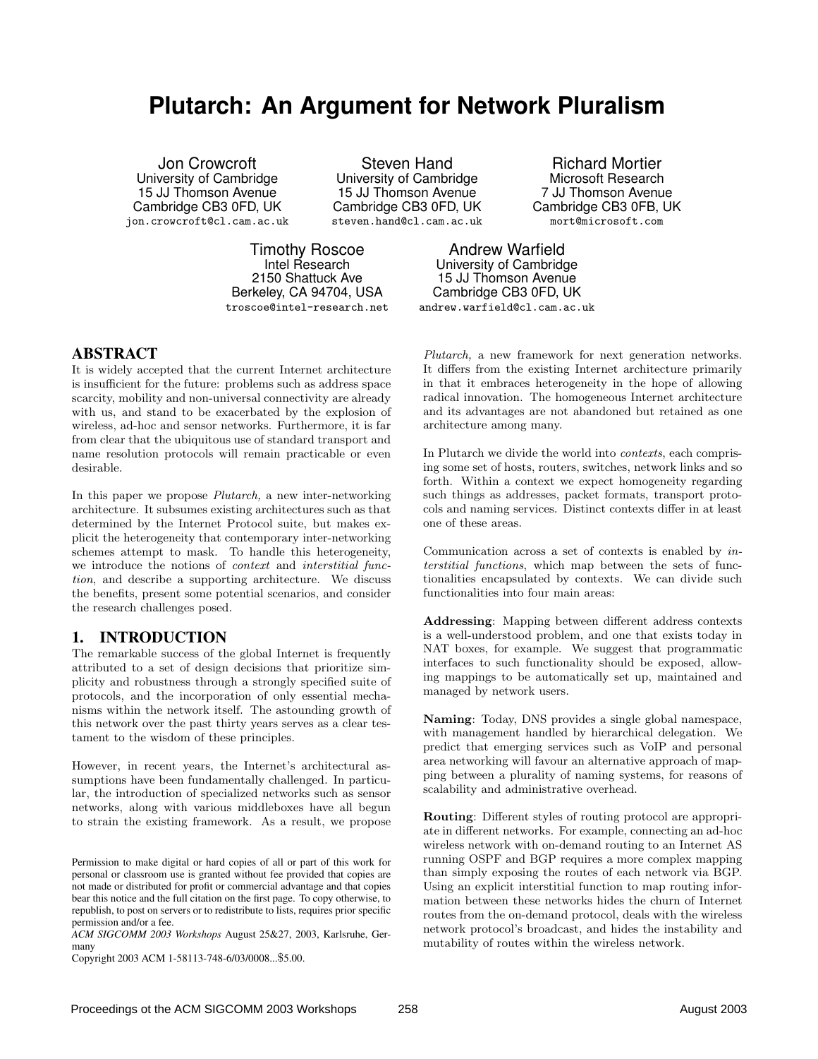# Plutarch: An Argument for Network Pluralism

Jon Crowcroft
University of Cambridge
15 JJ Thomson Avenue
Cambridge CB3 0FD, UK
jon.crowcroft@cl.cam.ac.uk

Steven Hand
University of Cambridge
15 JJ Thomson Avenue
Cambridge CB3 0FD, UK
steven.hand@cl.cam.ac.uk

Richard Mortier
Microsoft Research
7 JJ Thomson Avenue
Cambridge CB3 0FB, UK
mort@microsoft.com

Timothy Roscoe
Intel Research
2150 Shattuck Ave
Berkeley, CA 94704, USA
troscoe@intel-research.net

Andrew Warfield
University of Cambridge
15 JJ Thomson Avenue
Cambridge CB3 0FD, UK
andrew.warfield@cl.cam.ac.uk

## ABSTRACT

It is widely accepted that the current Internet architecture is insufficient for the future: problems such as address space scarcity, mobility and non-universal connectivity are already with us, and stand to be exacerbated by the explosion of wireless, ad-hoc and sensor networks. Furthermore, it is far from clear that the ubiquitous use of standard transport and name resolution protocols will remain practicable or even desirable.

In this paper we propose *Plutarch,* a new inter-networking architecture. It subsumes existing architectures such as that determined by the Internet Protocol suite, but makes explicit the heterogeneity that contemporary inter-networking schemes attempt to mask. To handle this heterogeneity, we introduce the notions of *context* and *interstitial function*, and describe a supporting architecture. We discuss the benefits, present some potential scenarios, and consider the research challenges posed.

## 1. INTRODUCTION

The remarkable success of the global Internet is frequently attributed to a set of design decisions that prioritize simplicity and robustness through a strongly specified suite of protocols, and the incorporation of only essential mechanisms within the network itself. The astounding growth of this network over the past thirty years serves as a clear testament to the wisdom of these principles.

However, in recent years, the Internet's architectural assumptions have been fundamentally challenged. In particular, the introduction of specialized networks such as sensor networks, along with various middleboxes have all begun to strain the existing framework. As a result, we propose *Plutarch,* a new framework for next generation networks. It differs from the existing Internet architecture primarily in that it embraces heterogeneity in the hope of allowing radical innovation. The homogeneous Internet architecture and its advantages are not abandoned but retained as one architecture among many.

In Plutarch we divide the world into *contexts*, each comprising some set of hosts, routers, switches, network links and so forth. Within a context we expect homogeneity regarding such things as addresses, packet formats, transport protocols and naming services. Distinct contexts differ in at least one of these areas.

Communication across a set of contexts is enabled by *interstitial functions*, which map between the sets of functionalities encapsulated by contexts. We can divide such functionalities into four main areas:

**Addressing**: Mapping between different address contexts is a well-understood problem, and one that exists today in NAT boxes, for example. We suggest that programmatic interfaces to such functionality should be exposed, allowing mappings to be automatically set up, maintained and managed by network users.

**Naming**: Today, DNS provides a single global namespace, with management handled by hierarchical delegation. We predict that emerging services such as VoIP and personal area networking will favour an alternative approach of mapping between a plurality of naming systems, for reasons of scalability and administrative overhead.

**Routing**: Different styles of routing protocol are appropriate in different networks. For example, connecting an ad-hoc wireless network with on-demand routing to an Internet AS running OSPF and BGP requires a more complex mapping than simply exposing the routes of each network via BGP. Using an explicit interstitial function to map routing information between these networks hides the churn of Internet routes from the on-demand protocol, deals with the wireless network protocol's broadcast, and hides the instability and mutability of routes within the wireless network.

Permission to make digital or hard copies of all or part of this work for personal or classroom use is granted without fee provided that copies are not made or distributed for profit or commercial advantage and that copies bear this notice and the full citation on the first page. To copy otherwise, to republish, to post on servers or to redistribute to lists, requires prior specific permission and/or a fee.
*ACM SIGCOMM 2003 Workshops* August 25&27, 2003, Karlsruhe, Germany
Copyright 2003 ACM 1-58113-748-6/03/0008...$5.00.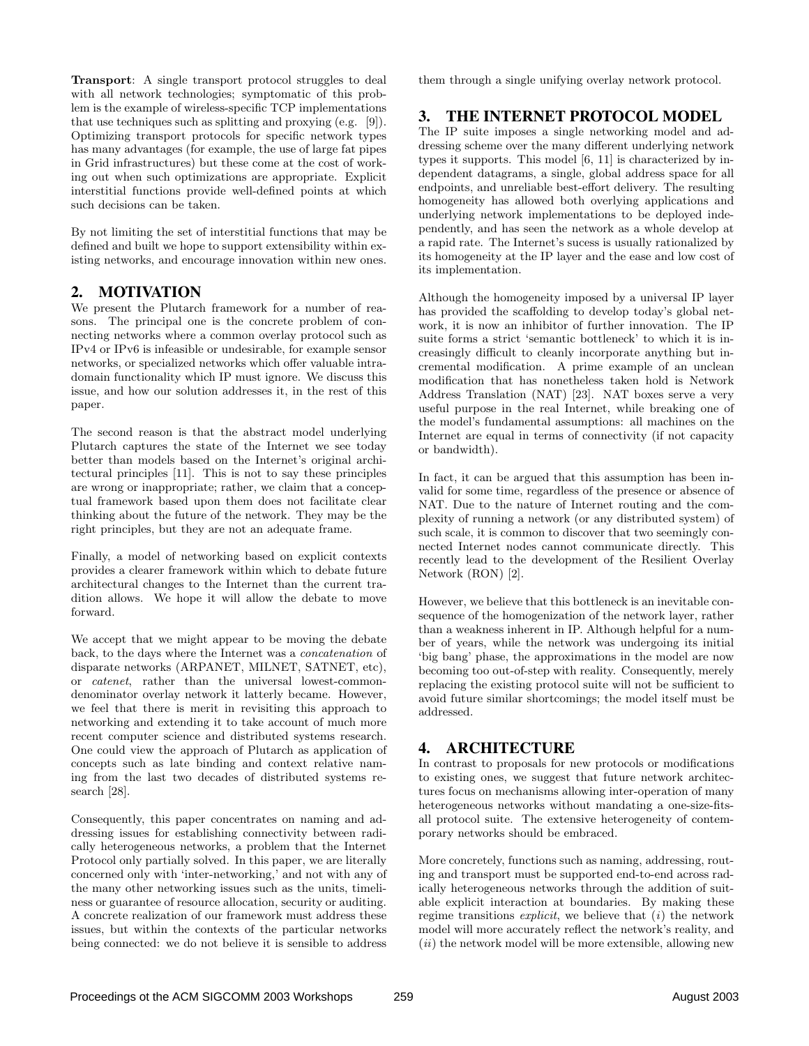**Transport**: A single transport protocol struggles to deal with all network technologies; symptomatic of this problem is the example of wireless-specific TCP implementations that use techniques such as splitting and proxying (e.g. [9]). Optimizing transport protocols for specific network types has many advantages (for example, the use of large fat pipes in Grid infrastructures) but these come at the cost of working out when such optimizations are appropriate. Explicit interstitial functions provide well-defined points at which such decisions can be taken.

By not limiting the set of interstitial functions that may be defined and built we hope to support extensibility within existing networks, and encourage innovation within new ones.

## 2. MOTIVATION

We present the Plutarch framework for a number of reasons. The principal one is the concrete problem of connecting networks where a common overlay protocol such as IPv4 or IPv6 is infeasible or undesirable, for example sensor networks, or specialized networks which offer valuable intra-domain functionality which IP must ignore. We discuss this issue, and how our solution addresses it, in the rest of this paper.

The second reason is that the abstract model underlying Plutarch captures the state of the Internet we see today better than models based on the Internet's original architectural principles [11]. This is not to say these principles are wrong or inappropriate; rather, we claim that a conceptual framework based upon them does not facilitate clear thinking about the future of the network. They may be the right principles, but they are not an adequate frame.

Finally, a model of networking based on explicit contexts provides a clearer framework within which to debate future architectural changes to the Internet than the current tradition allows. We hope it will allow the debate to move forward.

We accept that we might appear to be moving the debate back, to the days where the Internet was a *concatenation* of disparate networks (ARPANET, MILNET, SATNET, etc), or *catenet*, rather than the universal lowest-common-denominator overlay network it latterly became. However, we feel that there is merit in revisiting this approach to networking and extending it to take account of much more recent computer science and distributed systems research. One could view the approach of Plutarch as application of concepts such as late binding and context relative naming from the last two decades of distributed systems research [28].

Consequently, this paper concentrates on naming and addressing issues for establishing connectivity between radically heterogeneous networks, a problem that the Internet Protocol only partially solved. In this paper, we are literally concerned only with 'inter-networking,' and not with any of the many other networking issues such as the units, timeliness or guarantee of resource allocation, security or auditing. A concrete realization of our framework must address these issues, but within the contexts of the particular networks being connected: we do not believe it is sensible to address them through a single unifying overlay network protocol.

## 3. THE INTERNET PROTOCOL MODEL

The IP suite imposes a single networking model and addressing scheme over the many different underlying network types it supports. This model [6, 11] is characterized by independent datagrams, a single, global address space for all endpoints, and unreliable best-effort delivery. The resulting homogeneity has allowed both overlying applications and underlying network implementations to be deployed independently, and has seen the network as a whole develop at a rapid rate. The Internet's sucess is usually rationalized by its homogeneity at the IP layer and the ease and low cost of its implementation.

Although the homogeneity imposed by a universal IP layer has provided the scaffolding to develop today's global network, it is now an inhibitor of further innovation. The IP suite forms a strict 'semantic bottleneck' to which it is increasingly difficult to cleanly incorporate anything but incremental modification. A prime example of an unclean modification that has nonetheless taken hold is Network Address Translation (NAT) [23]. NAT boxes serve a very useful purpose in the real Internet, while breaking one of the model's fundamental assumptions: all machines on the Internet are equal in terms of connectivity (if not capacity or bandwidth).

In fact, it can be argued that this assumption has been invalid for some time, regardless of the presence or absence of NAT. Due to the nature of Internet routing and the complexity of running a network (or any distributed system) of such scale, it is common to discover that two seemingly connected Internet nodes cannot communicate directly. This recently lead to the development of the Resilient Overlay Network (RON) [2].

However, we believe that this bottleneck is an inevitable consequence of the homogenization of the network layer, rather than a weakness inherent in IP. Although helpful for a number of years, while the network was undergoing its initial 'big bang' phase, the approximations in the model are now becoming too out-of-step with reality. Consequently, merely replacing the existing protocol suite will not be sufficient to avoid future similar shortcomings; the model itself must be addressed.

## 4. ARCHITECTURE

In contrast to proposals for new protocols or modifications to existing ones, we suggest that future network architectures focus on mechanisms allowing inter-operation of many heterogeneous networks without mandating a one-size-fits-all protocol suite. The extensive heterogeneity of contemporary networks should be embraced.

More concretely, functions such as naming, addressing, routing and transport must be supported end-to-end across radically heterogeneous networks through the addition of suitable explicit interaction at boundaries. By making these regime transitions *explicit*, we believe that (*i*) the network model will more accurately reflect the network's reality, and (*ii*) the network model will be more extensible, allowing new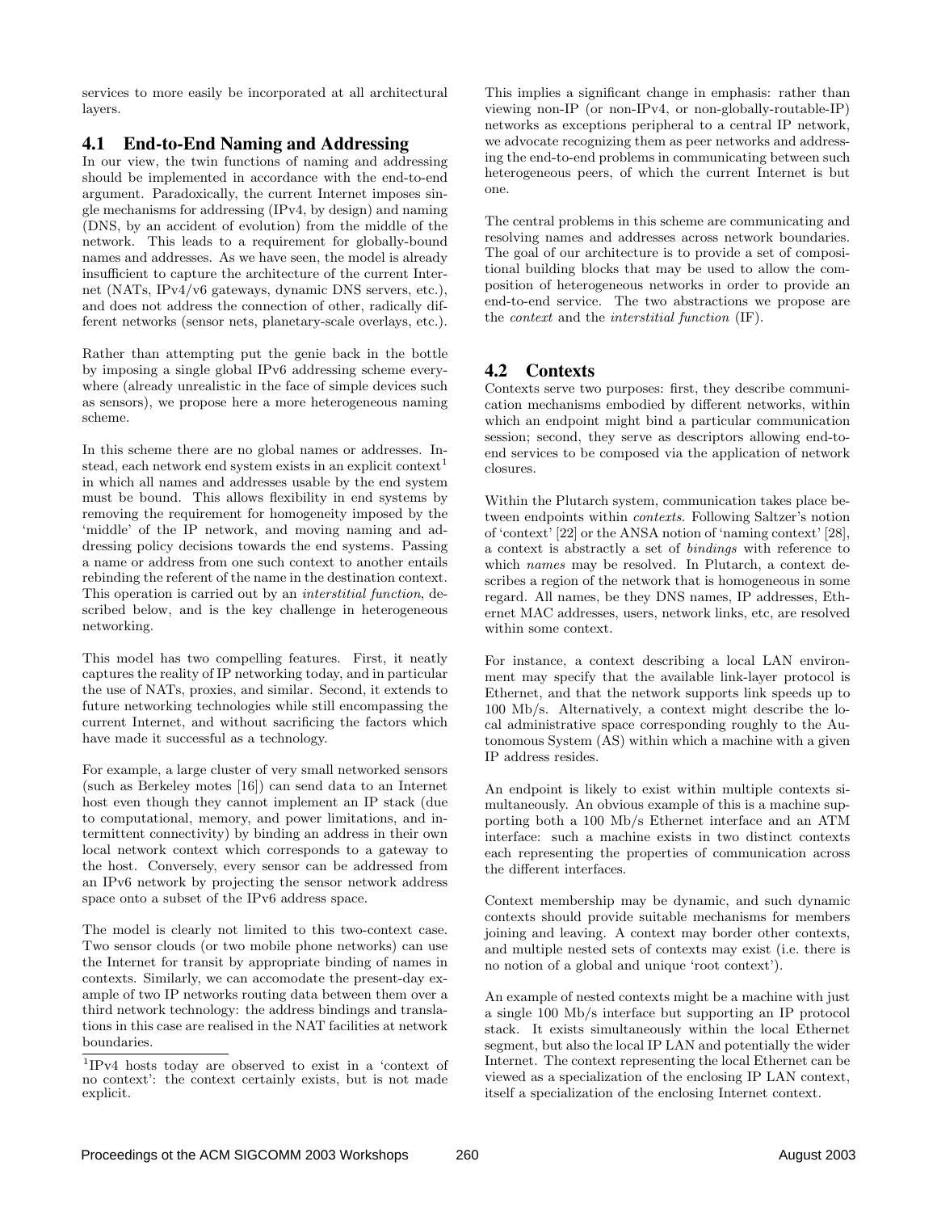services to more easily be incorporated at all architectural layers.

## 4.1 End-to-End Naming and Addressing

In our view, the twin functions of naming and addressing should be implemented in accordance with the end-to-end argument. Paradoxically, the current Internet imposes single mechanisms for addressing (IPv4, by design) and naming (DNS, by an accident of evolution) from the middle of the network. This leads to a requirement for globally-bound names and addresses. As we have seen, the model is already insufficient to capture the architecture of the current Internet (NATs, IPv4/v6 gateways, dynamic DNS servers, etc.), and does not address the connection of other, radically different networks (sensor nets, planetary-scale overlays, etc.).

Rather than attempting put the genie back in the bottle by imposing a single global IPv6 addressing scheme everywhere (already unrealistic in the face of simple devices such as sensors), we propose here a more heterogeneous naming scheme.

In this scheme there are no global names or addresses. Instead, each network end system exists in an explicit context[1] in which all names and addresses usable by the end system must be bound. This allows flexibility in end systems by removing the requirement for homogeneity imposed by the 'middle' of the IP network, and moving naming and addressing policy decisions towards the end systems. Passing a name or address from one such context to another entails rebinding the referent of the name in the destination context. This operation is carried out by an *interstitial function*, described below, and is the key challenge in heterogeneous networking.

This model has two compelling features. First, it neatly captures the reality of IP networking today, and in particular the use of NATs, proxies, and similar. Second, it extends to future networking technologies while still encompassing the current Internet, and without sacrificing the factors which have made it successful as a technology.

For example, a large cluster of very small networked sensors (such as Berkeley motes [16]) can send data to an Internet host even though they cannot implement an IP stack (due to computational, memory, and power limitations, and intermittent connectivity) by binding an address in their own local network context which corresponds to a gateway to the host. Conversely, every sensor can be addressed from an IPv6 network by projecting the sensor network address space onto a subset of the IPv6 address space.

The model is clearly not limited to this two-context case. Two sensor clouds (or two mobile phone networks) can use the Internet for transit by appropriate binding of names in contexts. Similarly, we can accomodate the present-day example of two IP networks routing data between them over a third network technology: the address bindings and translations in this case are realised in the NAT facilities at network boundaries.

[1] IPv4 hosts today are observed to exist in a 'context of no context': the context certainly exists, but is not made explicit.

This implies a significant change in emphasis: rather than viewing non-IP (or non-IPv4, or non-globally-routable-IP) networks as exceptions peripheral to a central IP network, we advocate recognizing them as peer networks and addressing the end-to-end problems in communicating between such heterogeneous peers, of which the current Internet is but one.

The central problems in this scheme are communicating and resolving names and addresses across network boundaries. The goal of our architecture is to provide a set of compositional building blocks that may be used to allow the composition of heterogeneous networks in order to provide an end-to-end service. The two abstractions we propose are the *context* and the *interstitial function* (IF).

## 4.2 Contexts

Contexts serve two purposes: first, they describe communication mechanisms embodied by different networks, within which an endpoint might bind a particular communication session; second, they serve as descriptors allowing end-to-end services to be composed via the application of network closures.

Within the Plutarch system, communication takes place between endpoints within *contexts*. Following Saltzer's notion of 'context' [22] or the ANSA notion of 'naming context' [28], a context is abstractly a set of *bindings* with reference to which *names* may be resolved. In Plutarch, a context describes a region of the network that is homogeneous in some regard. All names, be they DNS names, IP addresses, Ethernet MAC addresses, users, network links, etc, are resolved within some context.

For instance, a context describing a local LAN environment may specify that the available link-layer protocol is Ethernet, and that the network supports link speeds up to 100 Mb/s. Alternatively, a context might describe the local administrative space corresponding roughly to the Autonomous System (AS) within which a machine with a given IP address resides.

An endpoint is likely to exist within multiple contexts simultaneously. An obvious example of this is a machine supporting both a 100 Mb/s Ethernet interface and an ATM interface: such a machine exists in two distinct contexts each representing the properties of communication across the different interfaces.

Context membership may be dynamic, and such dynamic contexts should provide suitable mechanisms for members joining and leaving. A context may border other contexts, and multiple nested sets of contexts may exist (i.e. there is no notion of a global and unique 'root context').

An example of nested contexts might be a machine with just a single 100 Mb/s interface but supporting an IP protocol stack. It exists simultaneously within the local Ethernet segment, but also the local IP LAN and potentially the wider Internet. The context representing the local Ethernet can be viewed as a specialization of the enclosing IP LAN context, itself a specialization of the enclosing Internet context.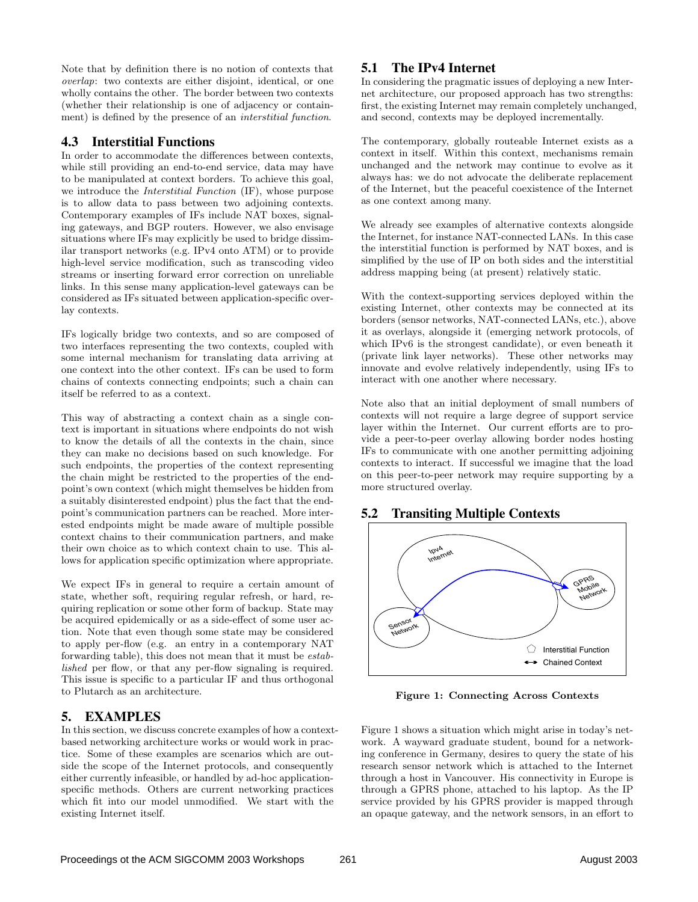Note that by definition there is no notion of contexts that *overlap*: two contexts are either disjoint, identical, or one wholly contains the other. The border between two contexts (whether their relationship is one of adjacency or containment) is defined by the presence of an *interstitial function*.

### 4.3 Interstitial Functions

In order to accommodate the differences between contexts, while still providing an end-to-end service, data may have to be manipulated at context borders. To achieve this goal, we introduce the *Interstitial Function* (IF), whose purpose is to allow data to pass between two adjoining contexts. Contemporary examples of IFs include NAT boxes, signaling gateways, and BGP routers. However, we also envisage situations where IFs may explicitly be used to bridge dissimilar transport networks (e.g. IPv4 onto ATM) or to provide high-level service modification, such as transcoding video streams or inserting forward error correction on unreliable links. In this sense many application-level gateways can be considered as IFs situated between application-specific overlay contexts.

IFs logically bridge two contexts, and so are composed of two interfaces representing the two contexts, coupled with some internal mechanism for translating data arriving at one context into the other context. IFs can be used to form chains of contexts connecting endpoints; such a chain can itself be referred to as a context.

This way of abstracting a context chain as a single context is important in situations where endpoints do not wish to know the details of all the contexts in the chain, since they can make no decisions based on such knowledge. For such endpoints, the properties of the context representing the chain might be restricted to the properties of the endpoint's own context (which might themselves be hidden from a suitably disinterested endpoint) plus the fact that the endpoint's communication partners can be reached. More interested endpoints might be made aware of multiple possible context chains to their communication partners, and make their own choice as to which context chain to use. This allows for application specific optimization where appropriate.

We expect IFs in general to require a certain amount of state, whether soft, requiring regular refresh, or hard, requiring replication or some other form of backup. State may be acquired epidemically or as a side-effect of some user action. Note that even though some state may be considered to apply per-flow (e.g. an entry in a contemporary NAT forwarding table), this does not mean that it must be *established* per flow, or that any per-flow signaling is required. This issue is specific to a particular IF and thus orthogonal to Plutarch as an architecture.

## 5. EXAMPLES

In this section, we discuss concrete examples of how a context-based networking architecture works or would work in practice. Some of these examples are scenarios which are outside the scope of the Internet protocols, and consequently either currently infeasible, or handled by ad-hoc application-specific methods. Others are current networking practices which fit into our model unmodified. We start with the existing Internet itself.

### 5.1 The IPv4 Internet

In considering the pragmatic issues of deploying a new Internet architecture, our proposed approach has two strengths: first, the existing Internet may remain completely unchanged, and second, contexts may be deployed incrementally.

The contemporary, globally routeable Internet exists as a context in itself. Within this context, mechanisms remain unchanged and the network may continue to evolve as it always has: we do not advocate the deliberate replacement of the Internet, but the peaceful coexistence of the Internet as one context among many.

We already see examples of alternative contexts alongside the Internet, for instance NAT-connected LANs. In this case the interstitial function is performed by NAT boxes, and is simplified by the use of IP on both sides and the interstitial address mapping being (at present) relatively static.

With the context-supporting services deployed within the existing Internet, other contexts may be connected at its borders (sensor networks, NAT-connected LANs, etc.), above it as overlays, alongside it (emerging network protocols, of which IPv6 is the strongest candidate), or even beneath it (private link layer networks). These other networks may innovate and evolve relatively independently, using IFs to interact with one another where necessary.

Note also that an initial deployment of small numbers of contexts will not require a large degree of support service layer within the Internet. Our current efforts are to provide a peer-to-peer overlay allowing border nodes hosting IFs to communicate with one another permitting adjoining contexts to interact. If successful we imagine that the load on this peer-to-peer network may require supporting by a more structured overlay.

### 5.2 Transiting Multiple Contexts

Ipv4 Internet

GPRS Mobile Network

Sensor Network

Interstitial Function

Chained Context

**Figure 1: Connecting Across Contexts**

Figure 1 shows a situation which might arise in today's network. A wayward graduate student, bound for a networking conference in Germany, desires to query the state of his research sensor network which is attached to the Internet through a host in Vancouver. His connectivity in Europe is through a GPRS phone, attached to his laptop. As the IP service provided by his GPRS provider is mapped through an opaque gateway, and the network sensors, in an effort to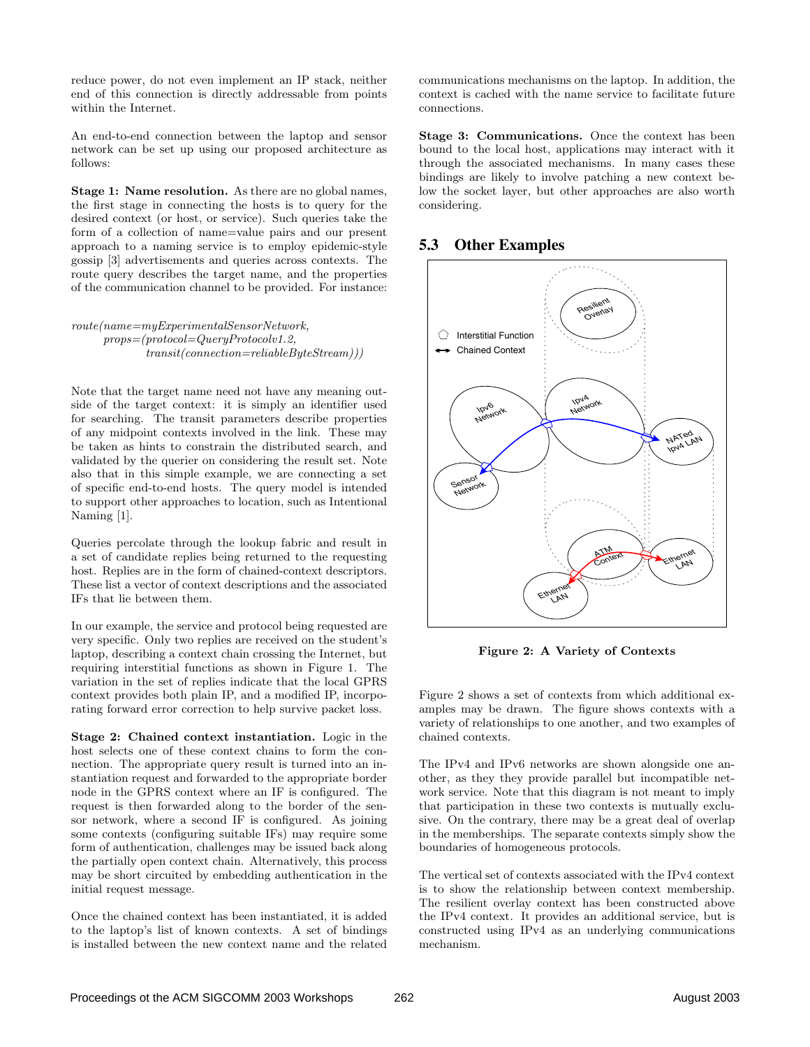reduce power, do not even implement an IP stack, neither end of this connection is directly addressable from points within the Internet.

An end-to-end connection between the laptop and sensor network can be set up using our proposed architecture as follows:

**Stage 1: Name resolution.** As there are no global names, the first stage in connecting the hosts is to query for the desired context (or host, or service). Such queries take the form of a collection of name=value pairs and our present approach to a naming service is to employ epidemic-style gossip [3] advertisements and queries across contexts. The route query describes the target name, and the properties of the communication channel to be provided. For instance:

*route(name=myExperimentalSensorNetwork,*
*props=(protocol=QueryProtocolv1.2,*
*transit(connection=reliableByteStream)))*

Note that the target name need not have any meaning outside of the target context: it is simply an identifier used for searching. The transit parameters describe properties of any midpoint contexts involved in the link. These may be taken as hints to constrain the distributed search, and validated by the querier on considering the result set. Note also that in this simple example, we are connecting a set of specific end-to-end hosts. The query model is intended to support other approaches to location, such as Intentional Naming [1].

Queries percolate through the lookup fabric and result in a set of candidate replies being returned to the requesting host. Replies are in the form of chained-context descriptors. These list a vector of context descriptions and the associated IFs that lie between them.

In our example, the service and protocol being requested are very specific. Only two replies are received on the student's laptop, describing a context chain crossing the Internet, but requiring interstitial functions as shown in Figure 1. The variation in the set of replies indicate that the local GPRS context provides both plain IP, and a modified IP, incorporating forward error correction to help survive packet loss.

**Stage 2: Chained context instantiation.** Logic in the host selects one of these context chains to form the connection. The appropriate query result is turned into an instantiation request and forwarded to the appropriate border node in the GPRS context where an IF is configured. The request is then forwarded along to the border of the sensor network, where a second IF is configured. As joining some contexts (configuring suitable IFs) may require some form of authentication, challenges may be issued back along the partially open context chain. Alternatively, this process may be short circuited by embedding authentication in the initial request message.

Once the chained context has been instantiated, it is added to the laptop's list of known contexts. A set of bindings is installed between the new context name and the related communications mechanisms on the laptop. In addition, the context is cached with the name service to facilitate future connections.

**Stage 3: Communications.** Once the context has been bound to the local host, applications may interact with it through the associated mechanisms. In many cases these bindings are likely to involve patching a new context below the socket layer, but other approaches are also worth considering.

## 5.3 Other Examples

**Figure 2: A Variety of Contexts**

Figure 2 shows a set of contexts from which additional examples may be drawn. The figure shows contexts with a variety of relationships to one another, and two examples of chained contexts.

The IPv4 and IPv6 networks are shown alongside one another, as they they provide parallel but incompatible network service. Note that this diagram is not meant to imply that participation in these two contexts is mutually exclusive. On the contrary, there may be a great deal of overlap in the memberships. The separate contexts simply show the boundaries of homogeneous protocols.

The vertical set of contexts associated with the IPv4 context is to show the relationship between context membership. The resilient overlay context has been constructed above the IPv4 context. It provides an additional service, but is constructed using IPv4 as an underlying communications mechanism.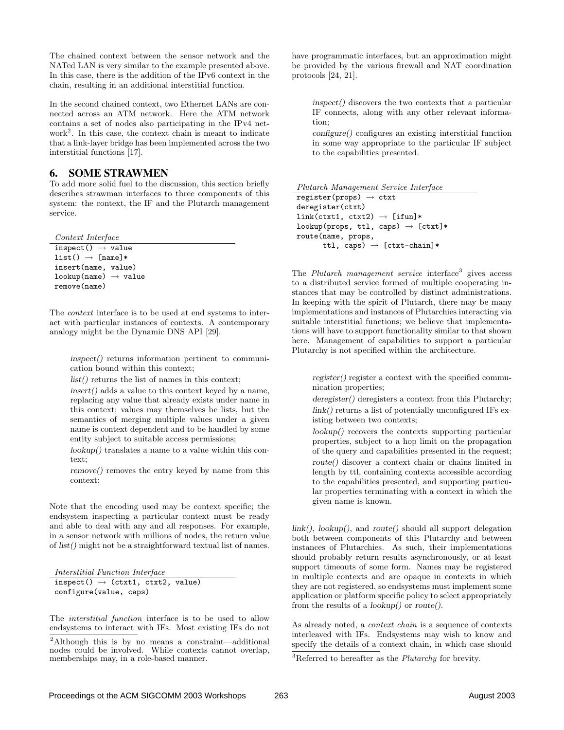The chained context between the sensor network and the NATed LAN is very similar to the example presented above. In this case, there is the addition of the IPv6 context in the chain, resulting in an additional interstitial function.

In the second chained context, two Ethernet LANs are connected across an ATM network. Here the ATM network contains a set of nodes also participating in the IPv4 network[2]. In this case, the context chain is meant to indicate that a link-layer bridge has been implemented across the two interstitial functions [17].

## 6. SOME STRAWMEN

To add more solid fuel to the discussion, this section briefly describes strawman interfaces to three components of this system: the context, the IF and the Plutarch management service.

*Context Interface*

```
inspect() → value
list() → [name]*
insert(name, value)
lookup(name) → value
remove(name)
```

The *context* interface is to be used at end systems to interact with particular instances of contexts. A contemporary analogy might be the Dynamic DNS API [29].

> *inspect()* returns information pertinent to communication bound within this context;
>
> *list()* returns the list of names in this context;
>
> *insert()* adds a value to this context keyed by a name, replacing any value that already exists under name in this context; values may themselves be lists, but the semantics of merging multiple values under a given name is context dependent and to be handled by some entity subject to suitable access permissions;
>
> *lookup()* translates a name to a value within this context;
>
> *remove()* removes the entry keyed by name from this context;

Note that the encoding used may be context specific; the endsystem inspecting a particular context must be ready and able to deal with any and all responses. For example, in a sensor network with millions of nodes, the return value of *list()* might not be a straightforward textual list of names.

*Interstitial Function Interface*

```
inspect() → (ctxt1, ctxt2, value)
configure(value, caps)
```

The *interstitial function* interface is to be used to allow endsystems to interact with IFs. Most existing IFs do not have programmatic interfaces, but an approximation might be provided by the various firewall and NAT coordination protocols [24, 21].

> *inspect()* discovers the two contexts that a particular IF connects, along with any other relevant information;
>
> *configure()* configures an existing interstitial function in some way appropriate to the particular IF subject to the capabilities presented.

*Plutarch Management Service Interface*

```
register(props) → ctxt
deregister(ctxt)
link(ctxt1, ctxt2) → [ifun]*
lookup(props, ttl, caps) → [ctxt]*
route(name, props,
      ttl, caps) → [ctxt-chain]*
```

The *Plutarch management service* interface[3] gives access to a distributed service formed of multiple cooperating instances that may be controlled by distinct administrations. In keeping with the spirit of Plutarch, there may be many implementations and instances of Plutarchies interacting via suitable interstitial functions; we believe that implementations will have to support functionality similar to that shown here. Management of capabilities to support a particular Plutarchy is not specified within the architecture.

> *register()* register a context with the specified communication properties;
>
> *deregister()* deregisters a context from this Plutarchy;
>
> *link()* returns a list of potentially unconfigured IFs existing between two contexts;
>
> *lookup()* recovers the contexts supporting particular properties, subject to a hop limit on the propagation of the query and capabilities presented in the request;
>
> *route()* discover a context chain or chains limited in length by ttl, containing contexts accessible according to the capabilities presented, and supporting particular properties terminating with a context in which the given name is known.

*link()*, *lookup()*, and *route()* should all support delegation both between components of this Plutarchy and between instances of Plutarchies. As such, their implementations should probably return results asynchronously, or at least support timeouts of some form. Names may be registered in multiple contexts and are opaque in contexts in which they are not registered, so endsystems must implement some application or platform specific policy to select appropriately from the results of a *lookup()* or *route()*.

As already noted, a *context chain* is a sequence of contexts interleaved with IFs. Endsystems may wish to know and specify the details of a context chain, in which case should

[2]Although this is by no means a constraint—additional nodes could be involved. While contexts cannot overlap, memberships may, in a role-based manner.

[3]Referred to hereafter as the *Plutarchy* for brevity.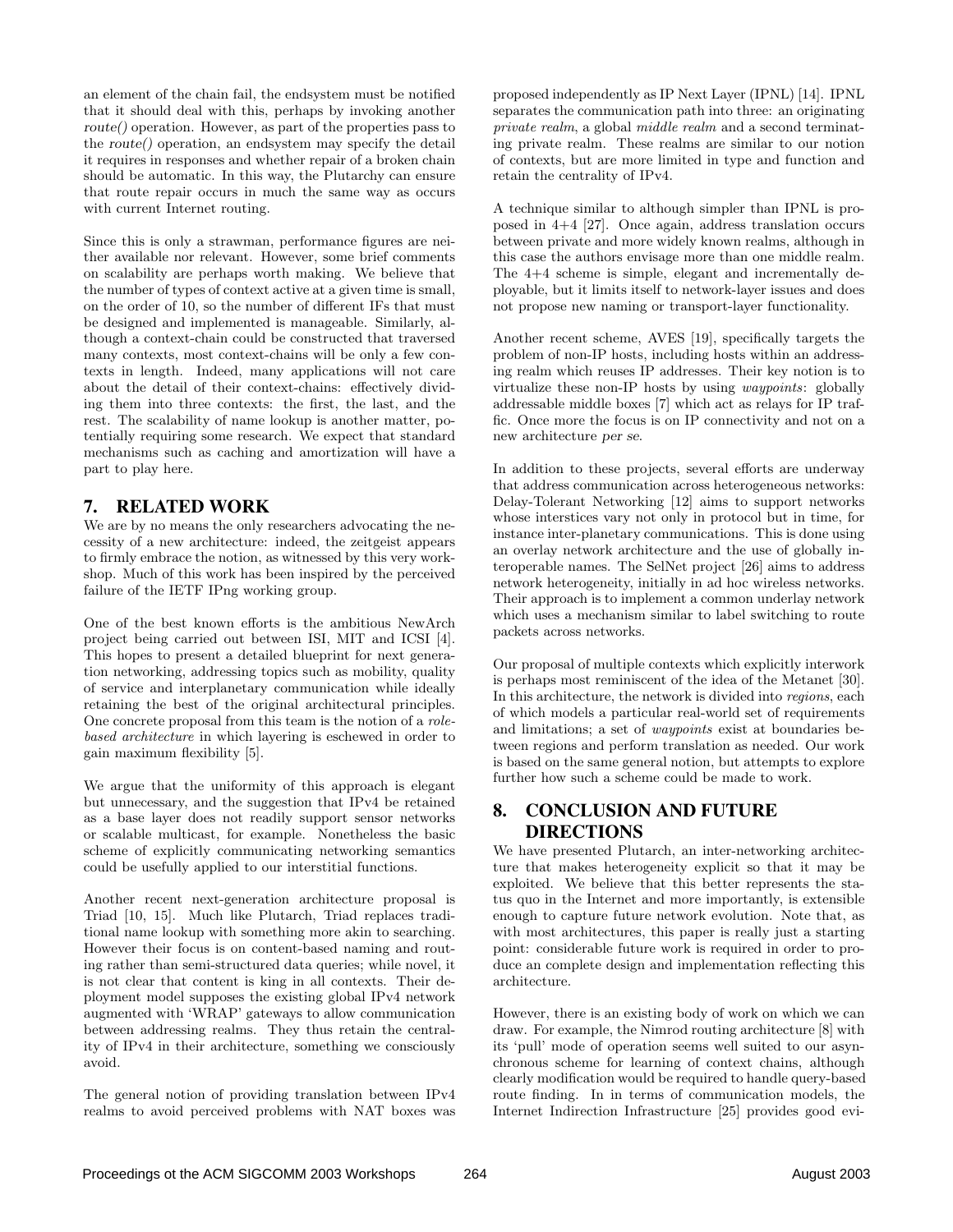an element of the chain fail, the endsystem must be notified that it should deal with this, perhaps by invoking another *route()* operation. However, as part of the properties pass to the *route()* operation, an endsystem may specify the detail it requires in responses and whether repair of a broken chain should be automatic. In this way, the Plutarchy can ensure that route repair occurs in much the same way as occurs with current Internet routing.

Since this is only a strawman, performance figures are neither available nor relevant. However, some brief comments on scalability are perhaps worth making. We believe that the number of types of context active at a given time is small, on the order of 10, so the number of different IFs that must be designed and implemented is manageable. Similarly, although a context-chain could be constructed that traversed many contexts, most context-chains will be only a few contexts in length. Indeed, many applications will not care about the detail of their context-chains: effectively dividing them into three contexts: the first, the last, and the rest. The scalability of name lookup is another matter, potentially requiring some research. We expect that standard mechanisms such as caching and amortization will have a part to play here.

## 7. RELATED WORK

We are by no means the only researchers advocating the necessity of a new architecture: indeed, the zeitgeist appears to firmly embrace the notion, as witnessed by this very workshop. Much of this work has been inspired by the perceived failure of the IETF IPng working group.

One of the best known efforts is the ambitious NewArch project being carried out between ISI, MIT and ICSI [4]. This hopes to present a detailed blueprint for next generation networking, addressing topics such as mobility, quality of service and interplanetary communication while ideally retaining the best of the original architectural principles. One concrete proposal from this team is the notion of a *role-based architecture* in which layering is eschewed in order to gain maximum flexibility [5].

We argue that the uniformity of this approach is elegant but unnecessary, and the suggestion that IPv4 be retained as a base layer does not readily support sensor networks or scalable multicast, for example. Nonetheless the basic scheme of explicitly communicating networking semantics could be usefully applied to our interstitial functions.

Another recent next-generation architecture proposal is Triad [10, 15]. Much like Plutarch, Triad replaces traditional name lookup with something more akin to searching. However their focus is on content-based naming and routing rather than semi-structured data queries; while novel, it is not clear that content is king in all contexts. Their deployment model supposes the existing global IPv4 network augmented with 'WRAP' gateways to allow communication between addressing realms. They thus retain the centrality of IPv4 in their architecture, something we consciously avoid.

The general notion of providing translation between IPv4 realms to avoid perceived problems with NAT boxes was proposed independently as IP Next Layer (IPNL) [14]. IPNL separates the communication path into three: an originating *private realm*, a global *middle realm* and a second terminating private realm. These realms are similar to our notion of contexts, but are more limited in type and function and retain the centrality of IPv4.

A technique similar to although simpler than IPNL is proposed in 4+4 [27]. Once again, address translation occurs between private and more widely known realms, although in this case the authors envisage more than one middle realm. The 4+4 scheme is simple, elegant and incrementally deployable, but it limits itself to network-layer issues and does not propose new naming or transport-layer functionality.

Another recent scheme, AVES [19], specifically targets the problem of non-IP hosts, including hosts within an addressing realm which reuses IP addresses. Their key notion is to virtualize these non-IP hosts by using *waypoints*: globally addressable middle boxes [7] which act as relays for IP traffic. Once more the focus is on IP connectivity and not on a new architecture *per se*.

In addition to these projects, several efforts are underway that address communication across heterogeneous networks: Delay-Tolerant Networking [12] aims to support networks whose interstices vary not only in protocol but in time, for instance inter-planetary communications. This is done using an overlay network architecture and the use of globally interoperable names. The SelNet project [26] aims to address network heterogeneity, initially in ad hoc wireless networks. Their approach is to implement a common underlay network which uses a mechanism similar to label switching to route packets across networks.

Our proposal of multiple contexts which explicitly interwork is perhaps most reminiscent of the idea of the Metanet [30]. In this architecture, the network is divided into *regions*, each of which models a particular real-world set of requirements and limitations; a set of *waypoints* exist at boundaries between regions and perform translation as needed. Our work is based on the same general notion, but attempts to explore further how such a scheme could be made to work.

## 8. CONCLUSION AND FUTURE DIRECTIONS

We have presented Plutarch, an inter-networking architecture that makes heterogeneity explicit so that it may be exploited. We believe that this better represents the status quo in the Internet and more importantly, is extensible enough to capture future network evolution. Note that, as with most architectures, this paper is really just a starting point: considerable future work is required in order to produce an complete design and implementation reflecting this architecture.

However, there is an existing body of work on which we can draw. For example, the Nimrod routing architecture [8] with its 'pull' mode of operation seems well suited to our asynchronous scheme for learning of context chains, although clearly modification would be required to handle query-based route finding. In in terms of communication models, the Internet Indirection Infrastructure [25] provides good evi-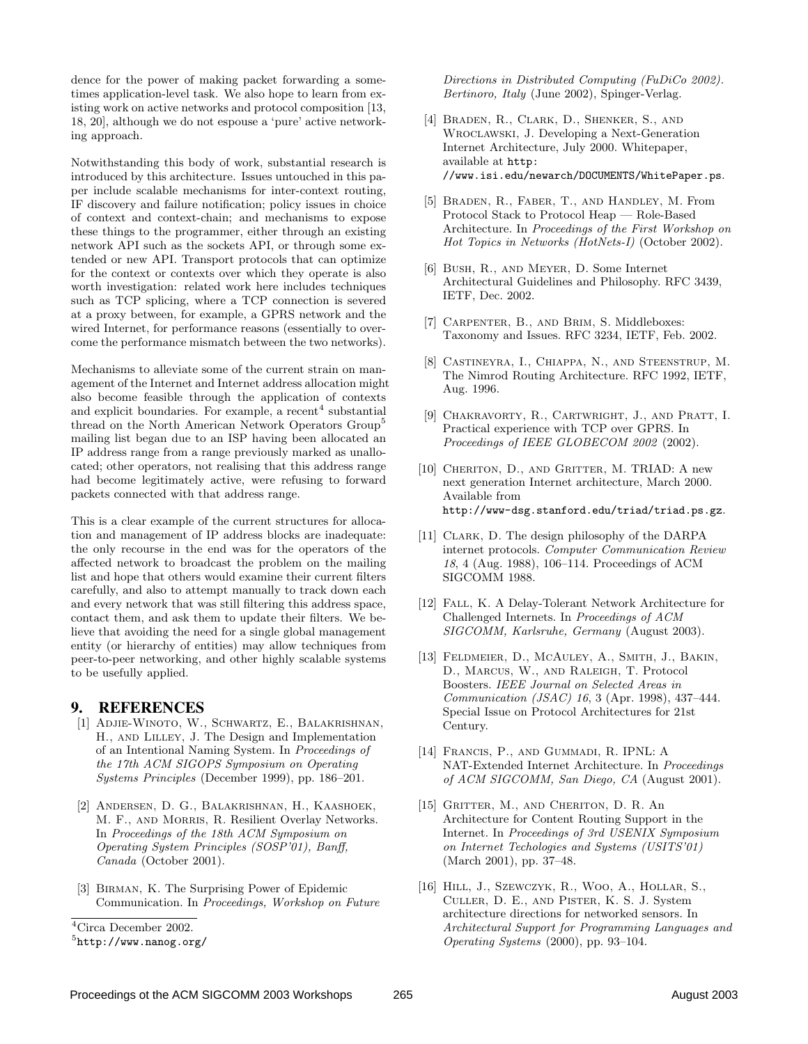dence for the power of making packet forwarding a sometimes application-level task. We also hope to learn from existing work on active networks and protocol composition [13, 18, 20], although we do not espouse a 'pure' active networking approach.

Notwithstanding this body of work, substantial research is introduced by this architecture. Issues untouched in this paper include scalable mechanisms for inter-context routing, IF discovery and failure notification; policy issues in choice of context and context-chain; and mechanisms to expose these things to the programmer, either through an existing network API such as the sockets API, or through some extended or new API. Transport protocols that can optimize for the context or contexts over which they operate is also worth investigation: related work here includes techniques such as TCP splicing, where a TCP connection is severed at a proxy between, for example, a GPRS network and the wired Internet, for performance reasons (essentially to overcome the performance mismatch between the two networks).

Mechanisms to alleviate some of the current strain on management of the Internet and Internet address allocation might also become feasible through the application of contexts and explicit boundaries. For example, a recent[4] substantial thread on the North American Network Operators Group[5] mailing list began due to an ISP having been allocated an IP address range from a range previously marked as unallocated; other operators, not realising that this address range had become legitimately active, were refusing to forward packets connected with that address range.

This is a clear example of the current structures for allocation and management of IP address blocks are inadequate: the only recourse in the end was for the operators of the affected network to broadcast the problem on the mailing list and hope that others would examine their current filters carefully, and also to attempt manually to track down each and every network that was still filtering this address space, contact them, and ask them to update their filters. We believe that avoiding the need for a single global management entity (or hierarchy of entities) may allow techniques from peer-to-peer networking, and other highly scalable systems to be usefully applied.

[4] Circa December 2002.

[5] http://www.nanog.org/

## 9. REFERENCES

[1] Adjie-Winoto, W., Schwartz, E., Balakrishnan, H., and Lilley, J. The Design and Implementation of an Intentional Naming System. In *Proceedings of the 17th ACM SIGOPS Symposium on Operating Systems Principles* (December 1999), pp. 186–201.

[2] Andersen, D. G., Balakrishnan, H., Kaashoek, M. F., and Morris, R. Resilient Overlay Networks. In *Proceedings of the 18th ACM Symposium on Operating System Principles (SOSP'01), Banff, Canada* (October 2001).

[3] Birman, K. The Surprising Power of Epidemic Communication. In *Proceedings, Workshop on Future Directions in Distributed Computing (FuDiCo 2002). Bertinoro, Italy* (June 2002), Spinger-Verlag.

[4] Braden, R., Clark, D., Shenker, S., and Wroclawski, J. Developing a Next-Generation Internet Architecture, July 2000. Whitepaper, available at http://www.isi.edu/newarch/DOCUMENTS/WhitePaper.ps.

[5] Braden, R., Faber, T., and Handley, M. From Protocol Stack to Protocol Heap — Role-Based Architecture. In *Proceedings of the First Workshop on Hot Topics in Networks (HotNets-I)* (October 2002).

[6] Bush, R., and Meyer, D. Some Internet Architectural Guidelines and Philosophy. RFC 3439, IETF, Dec. 2002.

[7] Carpenter, B., and Brim, S. Middleboxes: Taxonomy and Issues. RFC 3234, IETF, Feb. 2002.

[8] Castineyra, I., Chiappa, N., and Steenstrup, M. The Nimrod Routing Architecture. RFC 1992, IETF, Aug. 1996.

[9] Chakravorty, R., Cartwright, J., and Pratt, I. Practical experience with TCP over GPRS. In *Proceedings of IEEE GLOBECOM 2002* (2002).

[10] Cheriton, D., and Gritter, M. TRIAD: A new next generation Internet architecture, March 2000. Available from http://www-dsg.stanford.edu/triad/triad.ps.gz.

[11] Clark, D. The design philosophy of the DARPA internet protocols. *Computer Communication Review 18*, 4 (Aug. 1988), 106–114. Proceedings of ACM SIGCOMM 1988.

[12] Fall, K. A Delay-Tolerant Network Architecture for Challenged Internets. In *Proceedings of ACM SIGCOMM, Karlsruhe, Germany* (August 2003).

[13] Feldmeier, D., McAuley, A., Smith, J., Bakin, D., Marcus, W., and Raleigh, T. Protocol Boosters. *IEEE Journal on Selected Areas in Communication (JSAC) 16*, 3 (Apr. 1998), 437–444. Special Issue on Protocol Architectures for 21st Century.

[14] Francis, P., and Gummadi, R. IPNL: A NAT-Extended Internet Architecture. In *Proceedings of ACM SIGCOMM, San Diego, CA* (August 2001).

[15] Gritter, M., and Cheriton, D. R. An Architecture for Content Routing Support in the Internet. In *Proceedings of 3rd USENIX Symposium on Internet Techologies and Systems (USITS'01)* (March 2001), pp. 37–48.

[16] Hill, J., Szewczyk, R., Woo, A., Hollar, S., Culler, D. E., and Pister, K. S. J. System architecture directions for networked sensors. In *Architectural Support for Programming Languages and Operating Systems* (2000), pp. 93–104.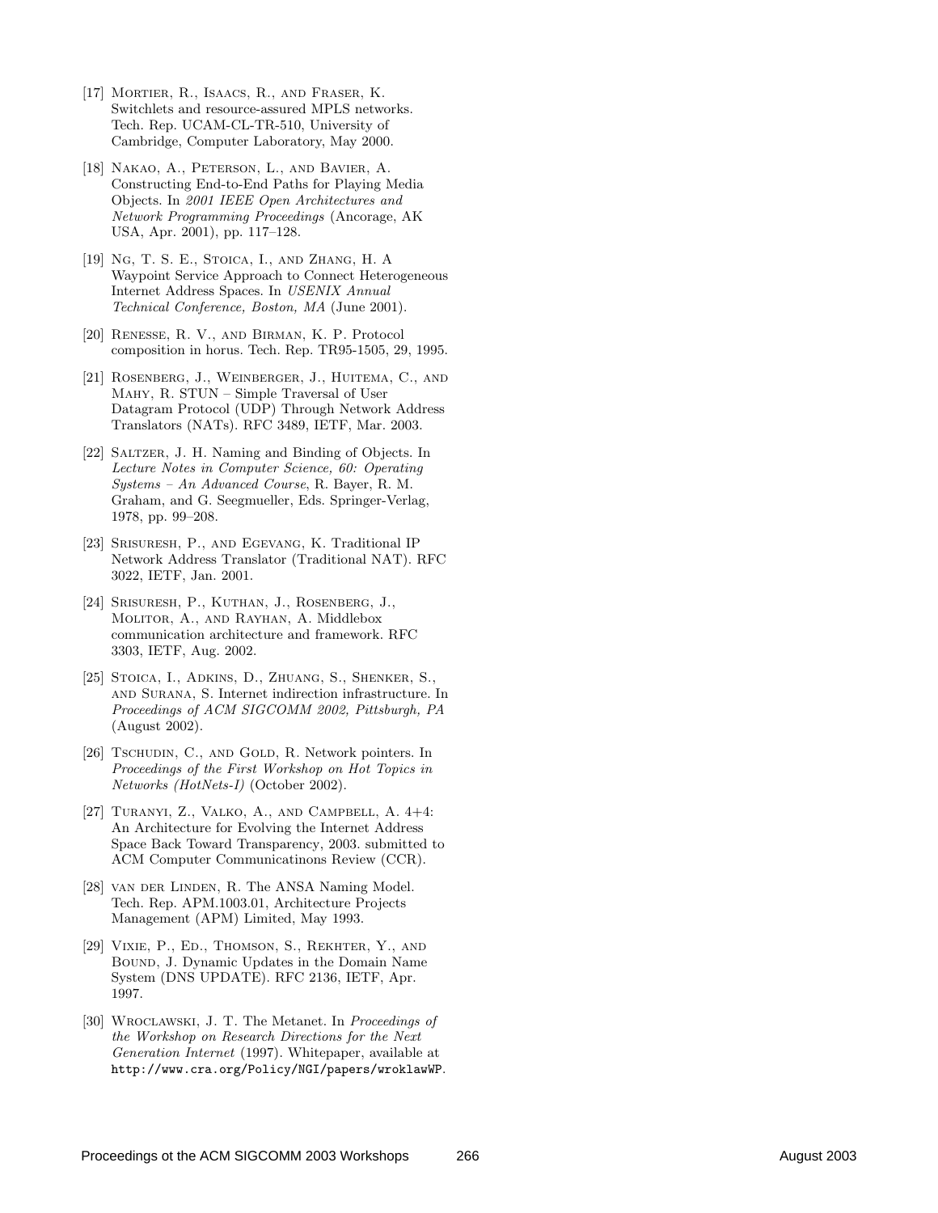[17] Mortier, R., Isaacs, R., and Fraser, K. Switchlets and resource-assured MPLS networks. Tech. Rep. UCAM-CL-TR-510, University of Cambridge, Computer Laboratory, May 2000.

[18] Nakao, A., Peterson, L., and Bavier, A. Constructing End-to-End Paths for Playing Media Objects. In *2001 IEEE Open Architectures and Network Programming Proceedings* (Ancorage, AK USA, Apr. 2001), pp. 117–128.

[19] Ng, T. S. E., Stoica, I., and Zhang, H. A Waypoint Service Approach to Connect Heterogeneous Internet Address Spaces. In *USENIX Annual Technical Conference, Boston, MA* (June 2001).

[20] Renesse, R. V., and Birman, K. P. Protocol composition in horus. Tech. Rep. TR95-1505, 29, 1995.

[21] Rosenberg, J., Weinberger, J., Huitema, C., and Mahy, R. STUN – Simple Traversal of User Datagram Protocol (UDP) Through Network Address Translators (NATs). RFC 3489, IETF, Mar. 2003.

[22] Saltzer, J. H. Naming and Binding of Objects. In *Lecture Notes in Computer Science, 60: Operating Systems – An Advanced Course*, R. Bayer, R. M. Graham, and G. Seegmueller, Eds. Springer-Verlag, 1978, pp. 99–208.

[23] Srisuresh, P., and Egevang, K. Traditional IP Network Address Translator (Traditional NAT). RFC 3022, IETF, Jan. 2001.

[24] Srisuresh, P., Kuthan, J., Rosenberg, J., Molitor, A., and Rayhan, A. Middlebox communication architecture and framework. RFC 3303, IETF, Aug. 2002.

[25] Stoica, I., Adkins, D., Zhuang, S., Shenker, S., and Surana, S. Internet indirection infrastructure. In *Proceedings of ACM SIGCOMM 2002, Pittsburgh, PA* (August 2002).

[26] Tschudin, C., and Gold, R. Network pointers. In *Proceedings of the First Workshop on Hot Topics in Networks (HotNets-I)* (October 2002).

[27] Turanyi, Z., Valko, A., and Campbell, A. 4+4: An Architecture for Evolving the Internet Address Space Back Toward Transparency, 2003. submitted to ACM Computer Communicatinons Review (CCR).

[28] van der Linden, R. The ANSA Naming Model. Tech. Rep. APM.1003.01, Architecture Projects Management (APM) Limited, May 1993.

[29] Vixie, P., Ed., Thomson, S., Rekhter, Y., and Bound, J. Dynamic Updates in the Domain Name System (DNS UPDATE). RFC 2136, IETF, Apr. 1997.

[30] Wroclawski, J. T. The Metanet. In *Proceedings of the Workshop on Research Directions for the Next Generation Internet* (1997). Whitepaper, available at `http://www.cra.org/Policy/NGI/papers/wroklawWP`.